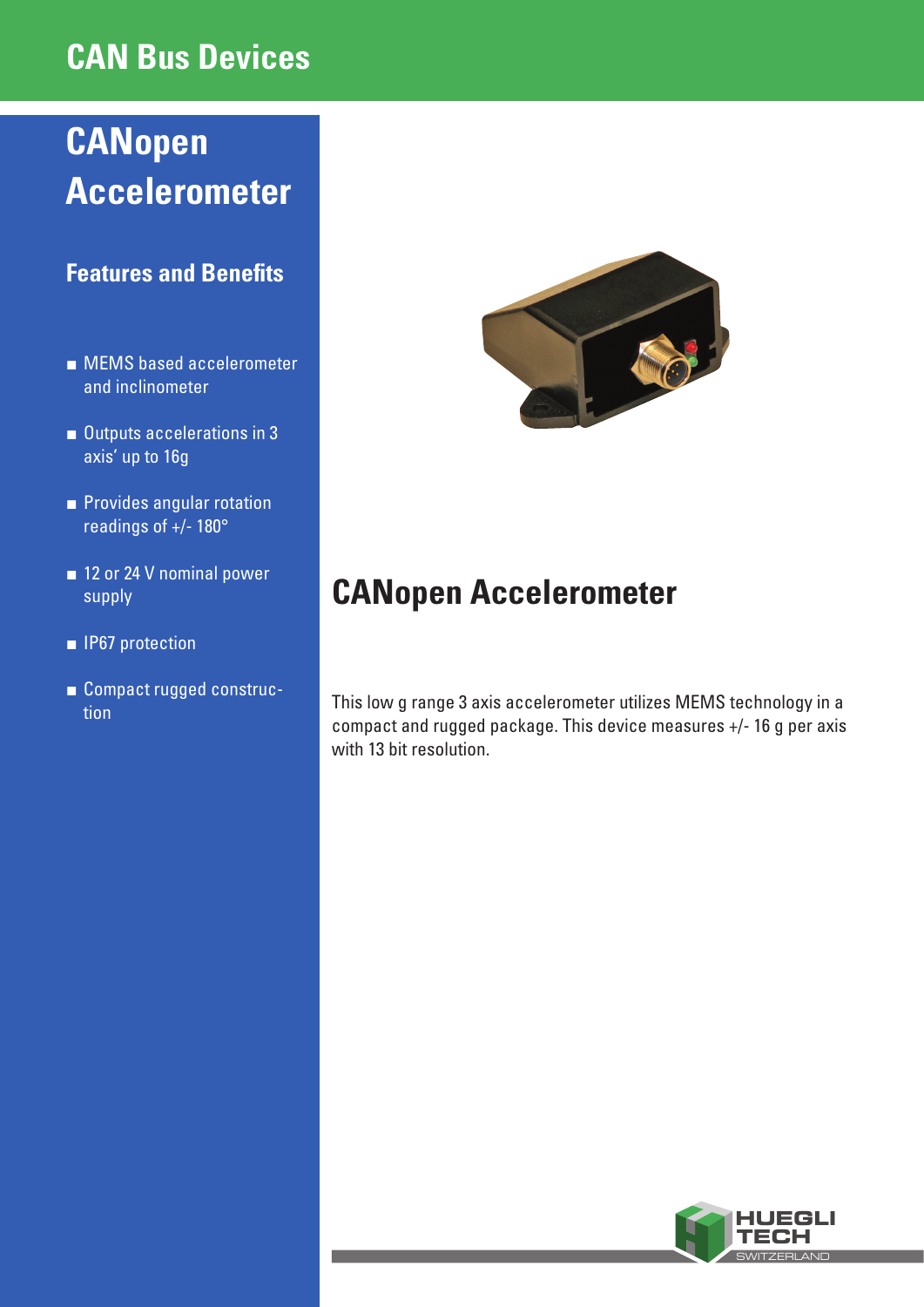# CAN Bus Devices

## CANopen Accelerometer

### Features and Benefits

- MEMS based accelerometer and inclinometer
- Outputs accelerations in 3 axis' up to 16g
- Provides angular rotation readings of +/- 180°
- 12 or 24 V nominal power supply
- IP67 protection
- Compact rugged construction

## CANopen Accelerometer

This low g range 3 axis accelerometer utilizes MEMS technology in a compact and rugged package. This device measures +/- 16 g per axis with 13 bit resolution.

HUEGLI TECH SWITZERLAND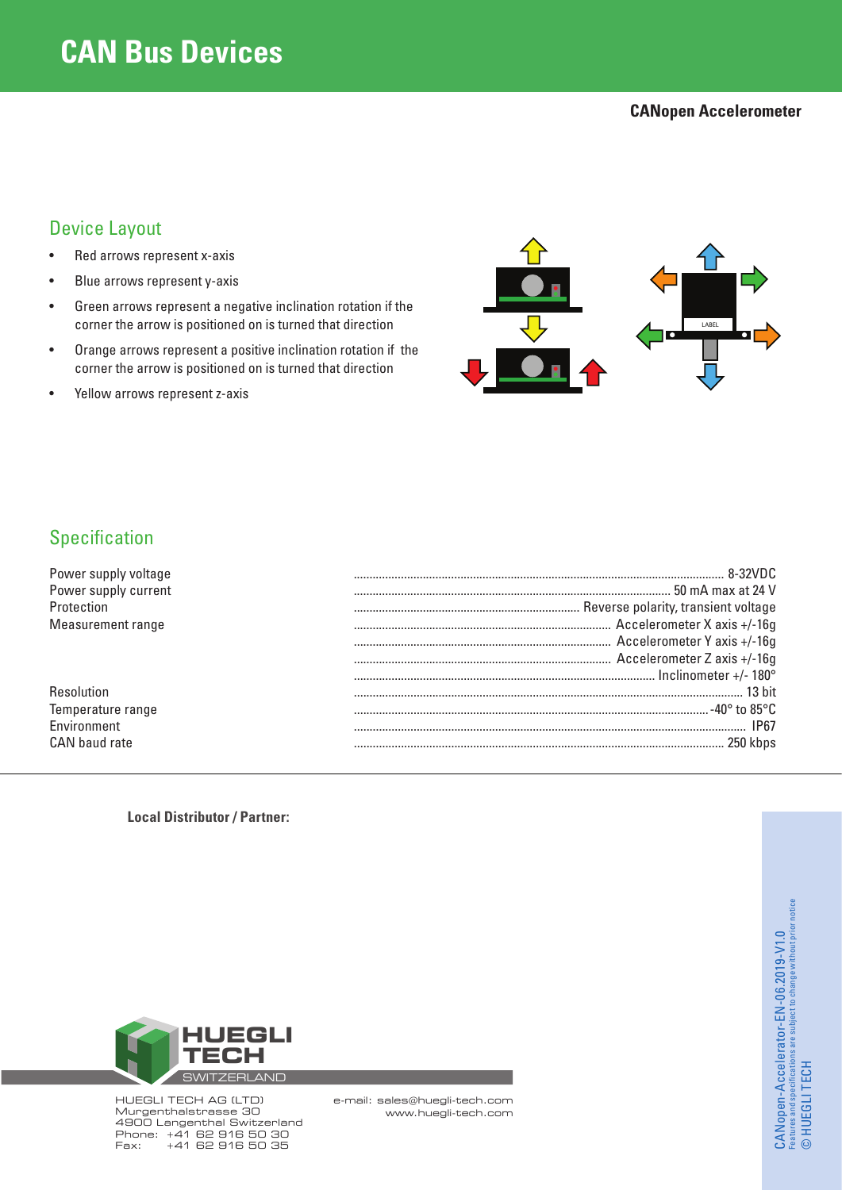# CAN Bus Devices

**CANopen Accelerometer**

## Device Layout

- Red arrows represent x-axis
- Blue arrows represent y-axis
- Green arrows represent a negative inclination rotation if the corner the arrow is positioned on is turned that direction
- Orange arrows represent a positive inclination rotation if the corner the arrow is positioned on is turned that direction
- Yellow arrows represent z-axis

LABEL

## Specification

| | |
|---|---|
| Power supply voltage | 8-32VDC |
| Power supply current | 50 mA max at 24 V |
| Protection | Reverse polarity, transient voltage |
| Measurement range | Accelerometer X axis +/-16g |
| | Accelerometer Y axis +/-16g |
| | Accelerometer Z axis +/-16g |
| | Inclinometer +/- 180° |
| Resolution | 13 bit |
| Temperature range | -40° to 85°C |
| Environment | IP67 |
| CAN baud rate | 250 kbps |

**Local Distributor / Partner:**

HUEGLI TECH
SWITZERLAND

HUEGLI TECH AG (LTD)
Murgenthalstrasse 30
4900 Langenthal Switzerland
Phone: +41 62 916 50 30
Fax: +41 62 916 50 35

e-mail: sales@huegli-tech.com
www.huegli-tech.com

CANopen-Accelerator-EN-06.2019-V1.0
Features and specifications are subject to change without prior notice
© HUEGLI TECH